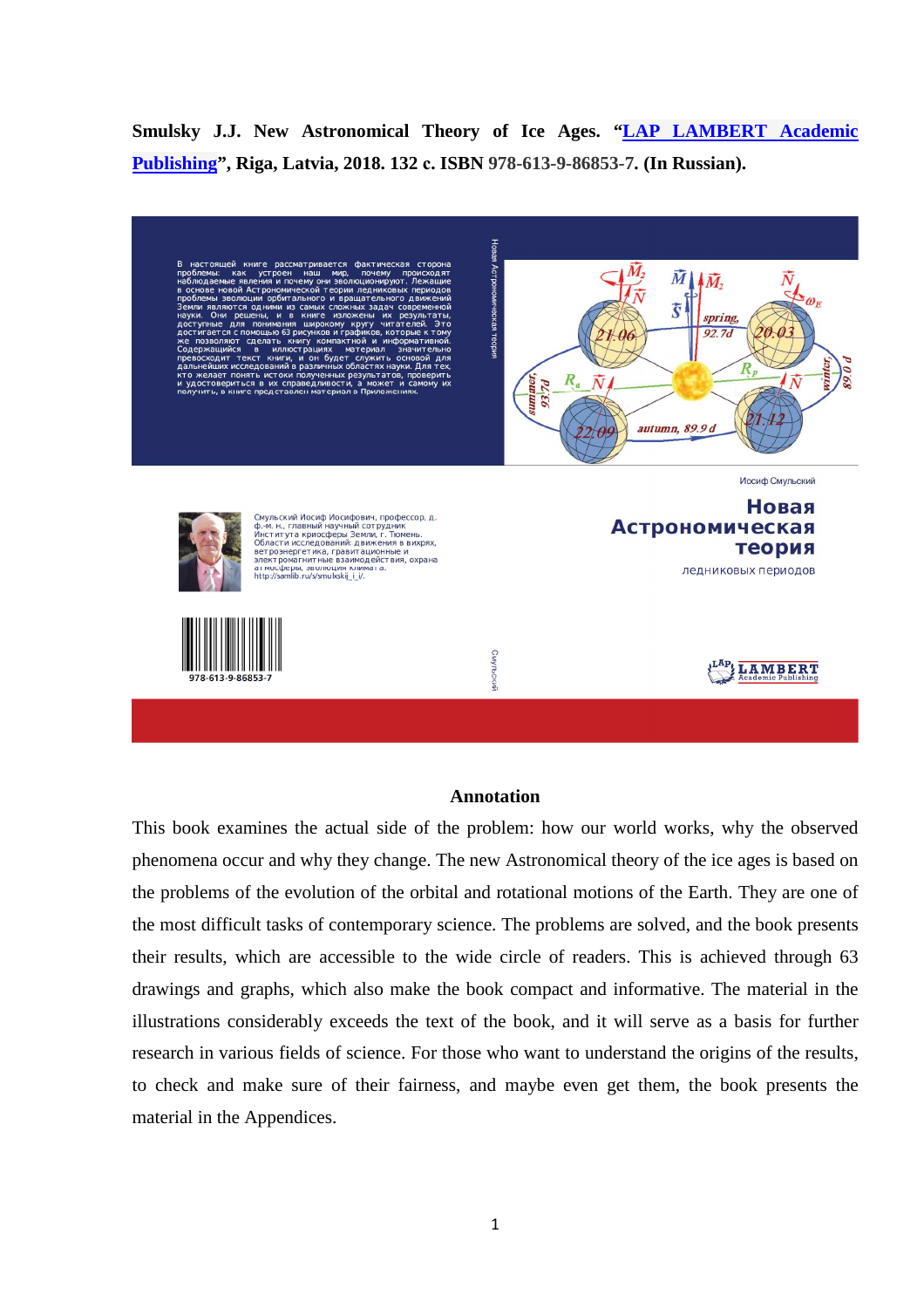**Smulsky J.J. New Astronomical Theory of Ice Ages. "[LAP LAMBERT Academic Publishing](#)", Riga, Latvia, 2018. 132 c. ISBN 978-613-9-86853-7. (In Russian).**

В настоящей книге рассматривается фактическая сторона проблемы: как устроен наш мир, почему происходят наблюдаемые явления и почему они эволюционируют. Лежащие в основе новой Астрономической теории ледниковых периодов проблемы эволюции орбитального и вращательного движений Земли являются одними из самых сложных задач современной науки. Они решены, и в книге изложены их результаты, доступные для понимания широкому кругу читателей. Это достигается с помощью 63 рисунков и графиков, которые к тому же позволяют сделать книгу компактной и информативной. Содержащийся в иллюстрациях материал значительно превосходит текст книги, и он будет служить основой для дальнейших исследований в различных областях науки. Для тех, кто желает понять истоки полученных результатов, проверить и удостовериться в их справедливости, а может и самому их получить, в книге представлен материал в Приложениях.

Смульский Иосиф Иосифович, профессор, д. ф.-м. н., главный научный сотрудник Института криосферы Земли, г. Тюмень. Области исследований: движения в вихрях, ветроэнергетика, гравитационные и электромагнитные взаимодействия, охрана атмосферы, эволюция климата. http://samlib.ru/s/smulskij_i_i/.

978-613-9-86853-7

Иосиф Смульский

**Новая Астрономическая теория**

ледниковых периодов

LAP LAMBERT Academic Publishing

### Annotation

This book examines the actual side of the problem: how our world works, why the observed phenomena occur and why they change. The new Astronomical theory of the ice ages is based on the problems of the evolution of the orbital and rotational motions of the Earth. They are one of the most difficult tasks of contemporary science. The problems are solved, and the book presents their results, which are accessible to the wide circle of readers. This is achieved through 63 drawings and graphs, which also make the book compact and informative. The material in the illustrations considerably exceeds the text of the book, and it will serve as a basis for further research in various fields of science. For those who want to understand the origins of the results, to check and make sure of their fairness, and maybe even get them, the book presents the material in the Appendices.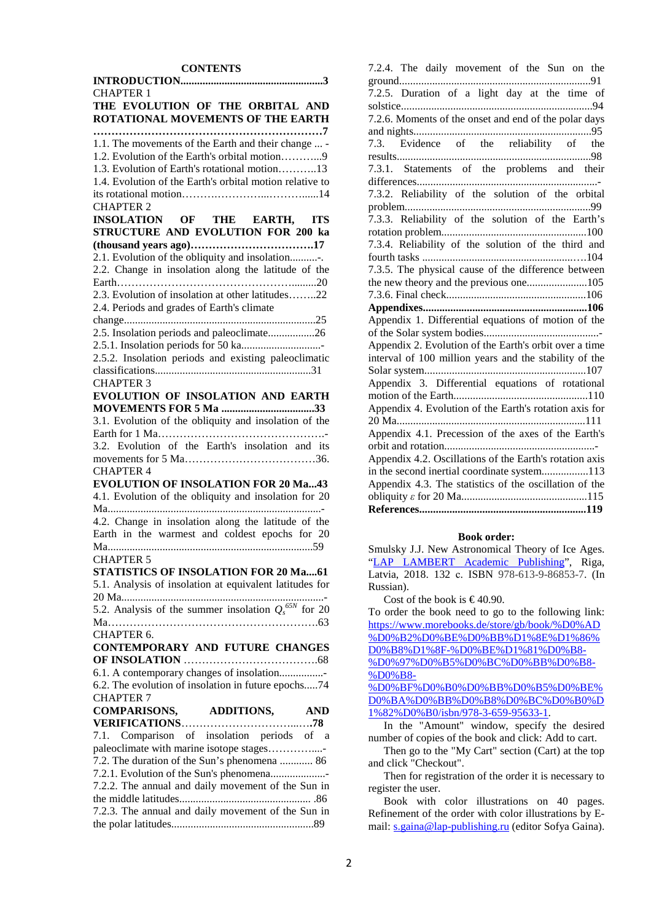## CONTENTS

**INTRODUCTION....................................................3**

CHAPTER 1

**THE EVOLUTION OF THE ORBITAL AND ROTATIONAL MOVEMENTS OF THE EARTH ……………………………………………………7**

1.1. The movements of the Earth and their change ... -

1.2. Evolution of the Earth's orbital motion………...9

1.3. Evolution of Earth's rotational motion………..13

1.4. Evolution of the Earth's orbital motion relative to its rotational motion…………………...………......14

CHAPTER 2

**INSOLATION OF THE EARTH, ITS STRUCTURE AND EVOLUTION FOR 200 ka (thousand years ago)…………………………….17**

2.1. Evolution of the obliquity and insolation..........-.

2.2. Change in insolation along the latitude of the Earth……………………………………………........20

2.3. Evolution of insolation at other latitudes……..22

2.4. Periods and grades of Earth's climate change.....................................................................25

2.5. Insolation periods and paleoclimate.................26

2.5.1. Insolation periods for 50 ka............................-

2.5.2. Insolation periods and existing paleoclimatic classifications........................................................31

CHAPTER 3

**EVOLUTION OF INSOLATION AND EARTH MOVEMENTS FOR 5 Ma ..................................33**

3.1. Evolution of the obliquity and insolation of the Earth for 1 Ma……………………………………….-

3.2. Evolution of the Earth's insolation and its movements for 5 Ma………………………………36.

CHAPTER 4

**EVOLUTION OF INSOLATION FOR 20 Ma...43**

4.1. Evolution of the obliquity and insolation for 20 Ma.............................................................................-

4.2. Change in insolation along the latitude of the Earth in the warmest and coldest epochs for 20 Ma..........................................................................59

CHAPTER 5

**STATISTICS OF INSOLATION FOR 20 Ma....61**

5.1. Analysis of insolation at equivalent latitudes for 20 Ma.........................................................................-

5.2. Analysis of the summer insolation $Q_s^{65N}$ for 20 Ma…………………………………………………..63

CHAPTER 6.

**CONTEMPORARY AND FUTURE CHANGES OF INSOLATION ……………………………….68**

6.1. A contemporary changes of insolation................-

6.2. The evolution of insolation in future epochs.....74

CHAPTER 7

**COMPARISONS, ADDITIONS, AND VERIFICATIONS……………………………..….78**

7.1. Comparison of insolation periods of a paleoclimate with marine isotope stages…………....-

7.2. The duration of the Sun's phenomena ............ 86

7.2.1. Evolution of the Sun's phenomena...................-

7.2.2. The annual and daily movement of the Sun in the middle latitudes................................................ .86

7.2.3. The annual and daily movement of the Sun in the polar latitudes...................................................89

7.2.4. The daily movement of the Sun on the ground.....................................................................91

7.2.5. Duration of a light day at the time of solstice.....................................................................94

7.2.6. Moments of the onset and end of the polar days and nights................................................................95

7.3. Evidence of the reliability of the results......................................................................98

7.3.1. Statements of the problems and their differences.................................................................-

7.3.2. Reliability of the solution of the orbital problem..................................................................99

7.3.3. Reliability of the solution of the Earth's rotation problem....................................................100

7.3.4. Reliability of the solution of the third and fourth tasks ………………………………………….104

7.3.5. The physical cause of the difference between the new theory and the previous one......................105

7.3.6. Final check...................................................106

**Appendixes...........................................................106**

Appendix 1. Differential equations of motion of the of the Solar system bodies..........................................-

Appendix 2. Evolution of the Earth's orbit over a time interval of 100 million years and the stability of the Solar system..........................................................107

Appendix 3. Differential equations of rotational motion of the Earth................................................110

Appendix 4. Evolution of the Earth's rotation axis for 20 Ma....................................................................111

Appendix 4.1. Precession of the axes of the Earth's orbit and rotation......................................................-

Appendix 4.2. Oscillations of the Earth's rotation axis in the second inertial coordinate system.................113

Appendix 4.3. The statistics of the oscillation of the obliquity $\varepsilon$ for 20 Ma.............................................115

**References............................................................119**

**Book order:**

Smulsky J.J. New Astronomical Theory of Ice Ages. "LAP LAMBERT Academic Publishing", Riga, Latvia, 2018. 132 c. ISBN 978-613-9-86853-7. (In Russian).

Cost of the book is € 40.90.

To order the book need to go to the following link: https://www.morebooks.de/store/gb/book/%D0%AD%D0%B2%D0%BE%D0%BB%D1%8E%D1%86%D0%B8%D1%8F-%D0%BE%D1%81%D0%B8-%D0%97%D0%B5%D0%BC%D0%BB%D0%B8-%D0%B8-%D0%BF%D0%B0%D0%BB%D0%B5%D0%BE%D0%BA%D0%BB%D0%B8%D0%BC%D0%B0%D1%82%D0%B0/isbn/978-3-659-95633-1.

In the "Amount" window, specify the desired number of copies of the book and click: Add to cart.

Then go to the "My Cart" section (Cart) at the top and click "Checkout".

Then for registration of the order it is necessary to register the user.

Book with color illustrations on 40 pages. Refinement of the order with color illustrations by E-mail: s.gaina@lap-publishing.ru (editor Sofya Gaina).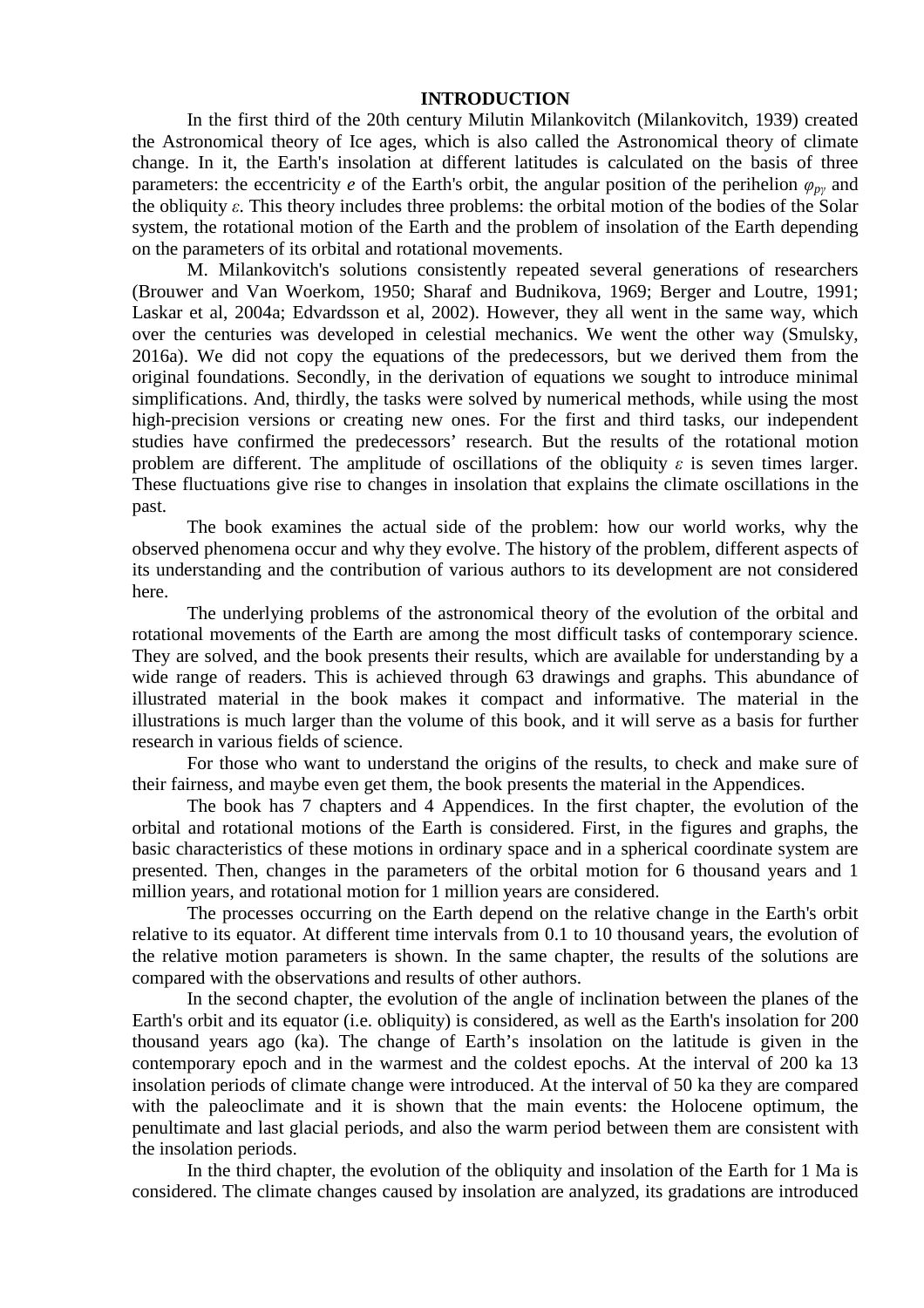## INTRODUCTION

In the first third of the 20th century Milutin Milankovitch (Milankovitch, 1939) created the Astronomical theory of Ice ages, which is also called the Astronomical theory of climate change. In it, the Earth's insolation at different latitudes is calculated on the basis of three parameters: the eccentricity *e* of the Earth's orbit, the angular position of the perihelion $\varphi_{p\gamma}$ and the obliquity $\varepsilon$. This theory includes three problems: the orbital motion of the bodies of the Solar system, the rotational motion of the Earth and the problem of insolation of the Earth depending on the parameters of its orbital and rotational movements.

M. Milankovitch's solutions consistently repeated several generations of researchers (Brouwer and Van Woerkom, 1950; Sharaf and Budnikova, 1969; Berger and Loutre, 1991; Laskar et al, 2004a; Edvardsson et al, 2002). However, they all went in the same way, which over the centuries was developed in celestial mechanics. We went the other way (Smulsky, 2016a). We did not copy the equations of the predecessors, but we derived them from the original foundations. Secondly, in the derivation of equations we sought to introduce minimal simplifications. And, thirdly, the tasks were solved by numerical methods, while using the most high-precision versions or creating new ones. For the first and third tasks, our independent studies have confirmed the predecessors' research. But the results of the rotational motion problem are different. The amplitude of oscillations of the obliquity $\varepsilon$ is seven times larger. These fluctuations give rise to changes in insolation that explains the climate oscillations in the past.

The book examines the actual side of the problem: how our world works, why the observed phenomena occur and why they evolve. The history of the problem, different aspects of its understanding and the contribution of various authors to its development are not considered here.

The underlying problems of the astronomical theory of the evolution of the orbital and rotational movements of the Earth are among the most difficult tasks of contemporary science. They are solved, and the book presents their results, which are available for understanding by a wide range of readers. This is achieved through 63 drawings and graphs. This abundance of illustrated material in the book makes it compact and informative. The material in the illustrations is much larger than the volume of this book, and it will serve as a basis for further research in various fields of science.

For those who want to understand the origins of the results, to check and make sure of their fairness, and maybe even get them, the book presents the material in the Appendices.

The book has 7 chapters and 4 Appendices. In the first chapter, the evolution of the orbital and rotational motions of the Earth is considered. First, in the figures and graphs, the basic characteristics of these motions in ordinary space and in a spherical coordinate system are presented. Then, changes in the parameters of the orbital motion for 6 thousand years and 1 million years, and rotational motion for 1 million years are considered.

The processes occurring on the Earth depend on the relative change in the Earth's orbit relative to its equator. At different time intervals from 0.1 to 10 thousand years, the evolution of the relative motion parameters is shown. In the same chapter, the results of the solutions are compared with the observations and results of other authors.

In the second chapter, the evolution of the angle of inclination between the planes of the Earth's orbit and its equator (i.e. obliquity) is considered, as well as the Earth's insolation for 200 thousand years ago (ka). The change of Earth's insolation on the latitude is given in the contemporary epoch and in the warmest and the coldest epochs. At the interval of 200 ka 13 insolation periods of climate change were introduced. At the interval of 50 ka they are compared with the paleoclimate and it is shown that the main events: the Holocene optimum, the penultimate and last glacial periods, and also the warm period between them are consistent with the insolation periods.

In the third chapter, the evolution of the obliquity and insolation of the Earth for 1 Ma is considered. The climate changes caused by insolation are analyzed, its gradations are introduced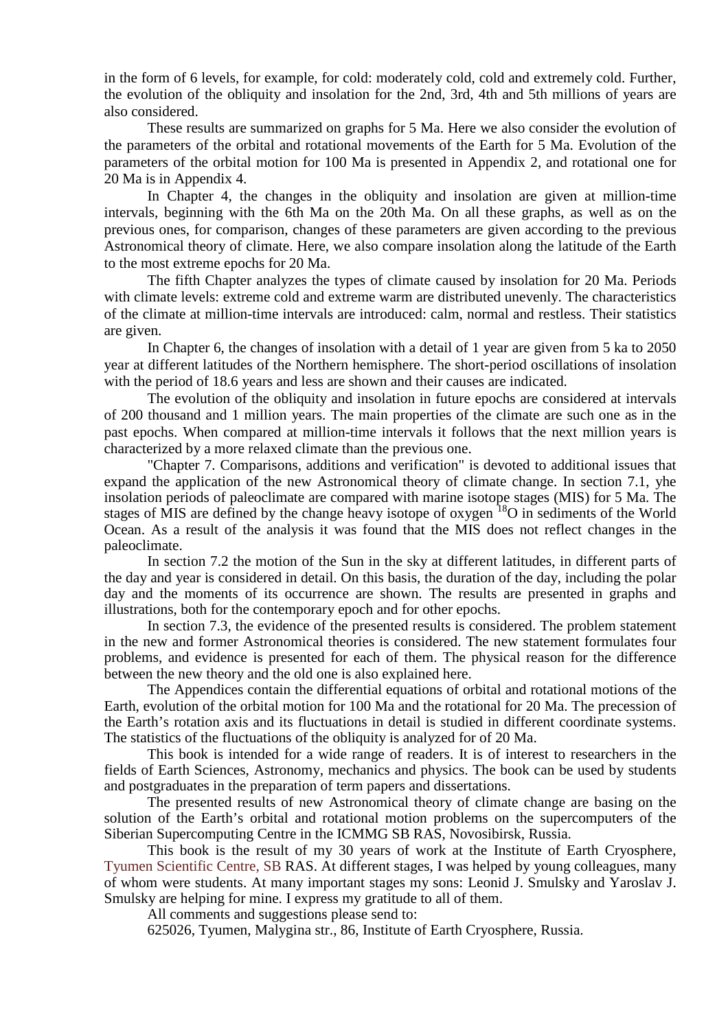in the form of 6 levels, for example, for cold: moderately cold, cold and extremely cold. Further, the evolution of the obliquity and insolation for the 2nd, 3rd, 4th and 5th millions of years are also considered.

These results are summarized on graphs for 5 Ma. Here we also consider the evolution of the parameters of the orbital and rotational movements of the Earth for 5 Ma. Evolution of the parameters of the orbital motion for 100 Ma is presented in Appendix 2, and rotational one for 20 Ma is in Appendix 4.

In Chapter 4, the changes in the obliquity and insolation are given at million-time intervals, beginning with the 6th Ma on the 20th Ma. On all these graphs, as well as on the previous ones, for comparison, changes of these parameters are given according to the previous Astronomical theory of climate. Here, we also compare insolation along the latitude of the Earth to the most extreme epochs for 20 Ma.

The fifth Chapter analyzes the types of climate caused by insolation for 20 Ma. Periods with climate levels: extreme cold and extreme warm are distributed unevenly. The characteristics of the climate at million-time intervals are introduced: calm, normal and restless. Their statistics are given.

In Chapter 6, the changes of insolation with a detail of 1 year are given from 5 ka to 2050 year at different latitudes of the Northern hemisphere. The short-period oscillations of insolation with the period of 18.6 years and less are shown and their causes are indicated.

The evolution of the obliquity and insolation in future epochs are considered at intervals of 200 thousand and 1 million years. The main properties of the climate are such one as in the past epochs. When compared at million-time intervals it follows that the next million years is characterized by a more relaxed climate than the previous one.

"Chapter 7. Comparisons, additions and verification" is devoted to additional issues that expand the application of the new Astronomical theory of climate change. In section 7.1, yhe insolation periods of paleoclimate are compared with marine isotope stages (MIS) for 5 Ma. The stages of MIS are defined by the change heavy isotope of oxygen $^{18}O$ in sediments of the World Ocean. As a result of the analysis it was found that the MIS does not reflect changes in the paleoclimate.

In section 7.2 the motion of the Sun in the sky at different latitudes, in different parts of the day and year is considered in detail. On this basis, the duration of the day, including the polar day and the moments of its occurrence are shown. The results are presented in graphs and illustrations, both for the contemporary epoch and for other epochs.

In section 7.3, the evidence of the presented results is considered. The problem statement in the new and former Astronomical theories is considered. The new statement formulates four problems, and evidence is presented for each of them. The physical reason for the difference between the new theory and the old one is also explained here.

The Appendices contain the differential equations of orbital and rotational motions of the Earth, evolution of the orbital motion for 100 Ma and the rotational for 20 Ma. The precession of the Earth's rotation axis and its fluctuations in detail is studied in different coordinate systems. The statistics of the fluctuations of the obliquity is analyzed for of 20 Ma.

This book is intended for a wide range of readers. It is of interest to researchers in the fields of Earth Sciences, Astronomy, mechanics and physics. The book can be used by students and postgraduates in the preparation of term papers and dissertations.

The presented results of new Astronomical theory of climate change are basing on the solution of the Earth's orbital and rotational motion problems on the supercomputers of the Siberian Supercomputing Centre in the ICMMG SB RAS, Novosibirsk, Russia.

This book is the result of my 30 years of work at the Institute of Earth Cryosphere, Tyumen Scientific Centre, SB RAS. At different stages, I was helped by young colleagues, many of whom were students. At many important stages my sons: Leonid J. Smulsky and Yaroslav J. Smulsky are helping for mine. I express my gratitude to all of them.

All comments and suggestions please send to:

625026, Tyumen, Malygina str., 86, Institute of Earth Cryosphere, Russia.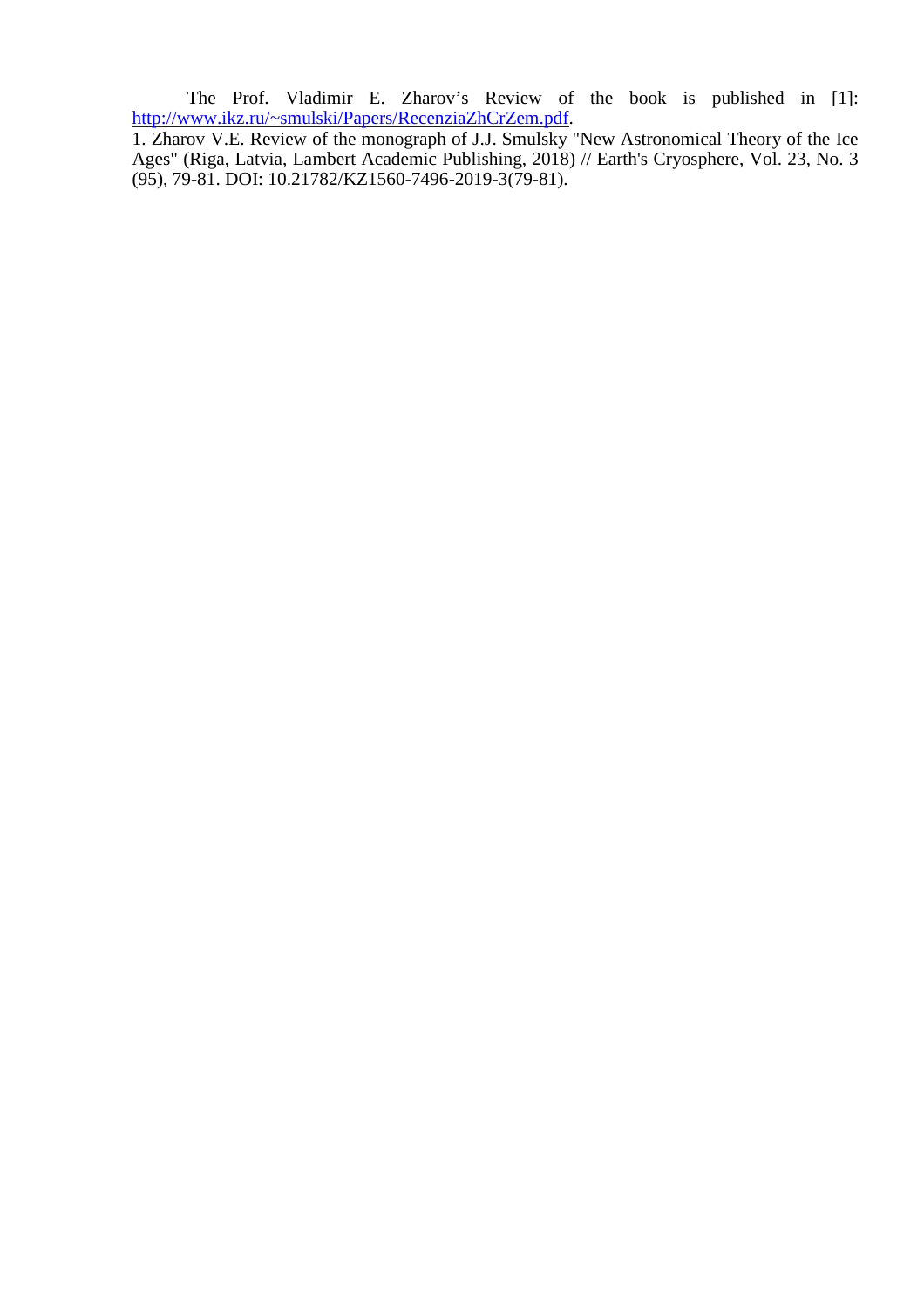The Prof. Vladimir E. Zharov's Review of the book is published in [1]: http://www.ikz.ru/~smulski/Papers/RecenziaZhCrZem.pdf.

1. Zharov V.E. Review of the monograph of J.J. Smulsky "New Astronomical Theory of the Ice Ages" (Riga, Latvia, Lambert Academic Publishing, 2018) // Earth's Cryosphere, Vol. 23, No. 3 (95), 79-81. DOI: 10.21782/KZ1560-7496-2019-3(79-81).